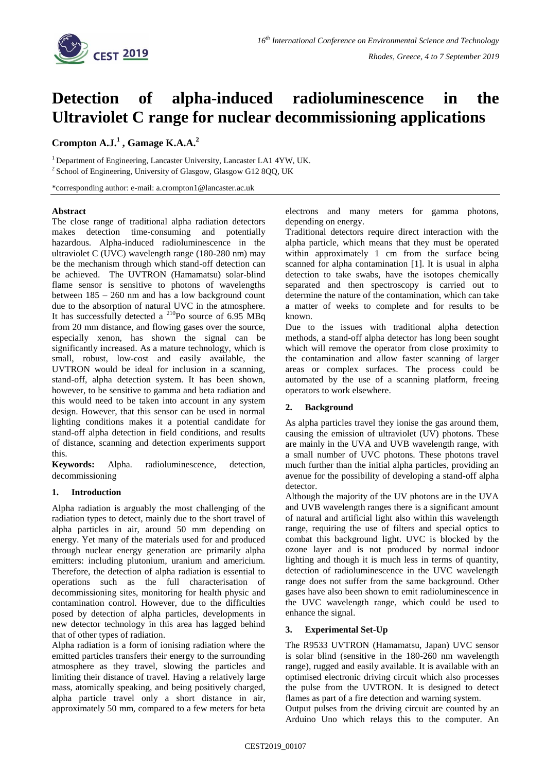# Detection of alpha-induced radioluminescence in the Ultraviolet C range for nuclear decommissioning applications

**Crompton A.J.[1], Gamage K.A.A.[2]**

[1] Department of Engineering, Lancaster University, Lancaster LA1 4YW, UK.
[2] School of Engineering, University of Glasgow, Glasgow G12 8QQ, UK

*corresponding author: e-mail: a.crompton1@lancaster.ac.uk

**Abstract**

The close range of traditional alpha radiation detectors makes detection time-consuming and potentially hazardous. Alpha-induced radioluminescence in the ultraviolet C (UVC) wavelength range (180-280 nm) may be the mechanism through which stand-off detection can be achieved. The UVTRON (Hamamatsu) solar-blind flame sensor is sensitive to photons of wavelengths between 185 – 260 nm and has a low background count due to the absorption of natural UVC in the atmosphere. It has successfully detected a $^{210}$Po source of 6.95 MBq from 20 mm distance, and flowing gases over the source, especially xenon, has shown the signal can be significantly increased. As a mature technology, which is small, robust, low-cost and easily available, the UVTRON would be ideal for inclusion in a scanning, stand-off, alpha detection system. It has been shown, however, to be sensitive to gamma and beta radiation and this would need to be taken into account in any system design. However, that this sensor can be used in normal lighting conditions makes it a potential candidate for stand-off alpha detection in field conditions, and results of distance, scanning and detection experiments support this.

**Keywords:** Alpha. radioluminescence, detection, decommissioning

## 1. Introduction

Alpha radiation is arguably the most challenging of the radiation types to detect, mainly due to the short travel of alpha particles in air, around 50 mm depending on energy. Yet many of the materials used for and produced through nuclear energy generation are primarily alpha emitters: including plutonium, uranium and americium. Therefore, the detection of alpha radiation is essential to operations such as the full characterisation of decommissioning sites, monitoring for health physic and contamination control. However, due to the difficulties posed by detection of alpha particles, developments in new detector technology in this area has lagged behind that of other types of radiation.

Alpha radiation is a form of ionising radiation where the emitted particles transfers their energy to the surrounding atmosphere as they travel, slowing the particles and limiting their distance of travel. Having a relatively large mass, atomically speaking, and being positively charged, alpha particle travel only a short distance in air, approximately 50 mm, compared to a few meters for beta electrons and many meters for gamma photons, depending on energy.

Traditional detectors require direct interaction with the alpha particle, which means that they must be operated within approximately 1 cm from the surface being scanned for alpha contamination [1]. It is usual in alpha detection to take swabs, have the isotopes chemically separated and then spectroscopy is carried out to determine the nature of the contamination, which can take a matter of weeks to complete and for results to be known.

Due to the issues with traditional alpha detection methods, a stand-off alpha detector has long been sought which will remove the operator from close proximity to the contamination and allow faster scanning of larger areas or complex surfaces. The process could be automated by the use of a scanning platform, freeing operators to work elsewhere.

## 2. Background

As alpha particles travel they ionise the gas around them, causing the emission of ultraviolet (UV) photons. These are mainly in the UVA and UVB wavelength range, with a small number of UVC photons. These photons travel much further than the initial alpha particles, providing an avenue for the possibility of developing a stand-off alpha detector.

Although the majority of the UV photons are in the UVA and UVB wavelength ranges there is a significant amount of natural and artificial light also within this wavelength range, requiring the use of filters and special optics to combat this background light. UVC is blocked by the ozone layer and is not produced by normal indoor lighting and though it is much less in terms of quantity, detection of radioluminescence in the UVC wavelength range does not suffer from the same background. Other gases have also been shown to emit radioluminescence in the UVC wavelength range, which could be used to enhance the signal.

## 3. Experimental Set-Up

The R9533 UVTRON (Hamamatsu, Japan) UVC sensor is solar blind (sensitive in the 180-260 nm wavelength range), rugged and easily available. It is available with an optimised electronic driving circuit which also processes the pulse from the UVTRON. It is designed to detect flames as part of a fire detection and warning system.

Output pulses from the driving circuit are counted by an Arduino Uno which relays this to the computer. An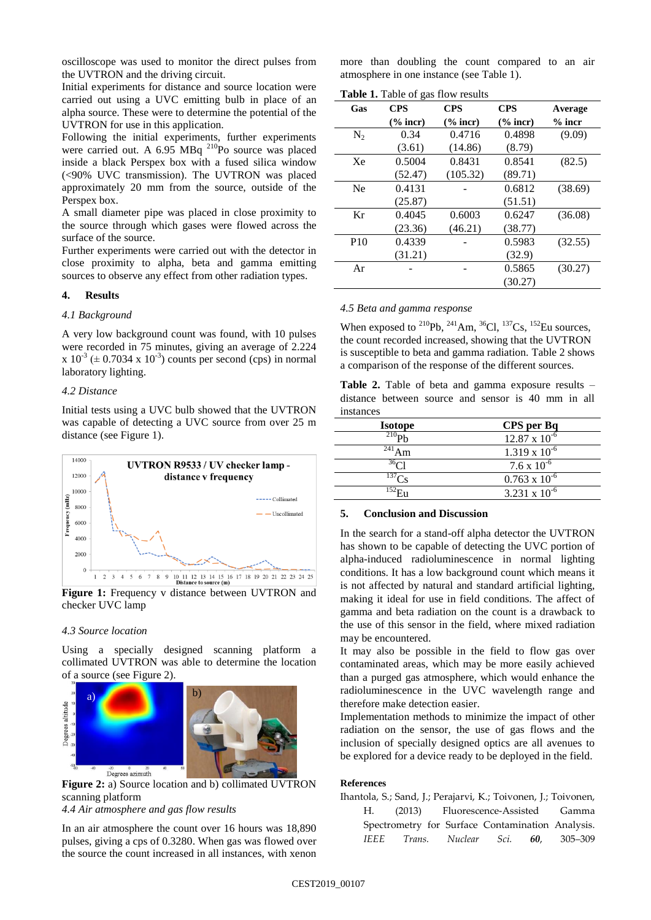oscilloscope was used to monitor the direct pulses from the UVTRON and the driving circuit.

Initial experiments for distance and source location were carried out using a UVC emitting bulb in place of an alpha source. These were to determine the potential of the UVTRON for use in this application.

Following the initial experiments, further experiments were carried out. A 6.95 MBq $^{210}$Po source was placed inside a black Perspex box with a fused silica window (<90% UVC transmission). The UVTRON was placed approximately 20 mm from the source, outside of the Perspex box.

A small diameter pipe was placed in close proximity to the source through which gases were flowed across the surface of the source.

Further experiments were carried out with the detector in close proximity to alpha, beta and gamma emitting sources to observe any effect from other radiation types.

## 4. Results

### *4.1 Background*

A very low background count was found, with 10 pulses were recorded in 75 minutes, giving an average of 2.224 x $10^{-3}$ (± 0.7034 x $10^{-3}$) counts per second (cps) in normal laboratory lighting.

### *4.2 Distance*

Initial tests using a UVC bulb showed that the UVTRON was capable of detecting a UVC source from over 25 m distance (see Figure 1).

**Figure 1:** Frequency v distance between UVTRON and checker UVC lamp

### *4.3 Source location*

Using a specially designed scanning platform a collimated UVTRON was able to determine the location of a source (see Figure 2).

**Figure 2:** a) Source location and b) collimated UVTRON scanning platform

### *4.4 Air atmosphere and gas flow results*

In an air atmosphere the count over 16 hours was 18,890 pulses, giving a cps of 0.3280. When gas was flowed over the source the count increased in all instances, with xenon more than doubling the count compared to an air atmosphere in one instance (see Table 1).

**Table 1.** Table of gas flow results

| Gas | CPS (% incr) | CPS (% incr) | CPS (% incr) | Average % incr |
|---|---|---|---|---|
| $N_2$ | 0.34 (3.61) | 0.4716 (14.86) | 0.4898 (8.79) | (9.09) |
| Xe | 0.5004 (52.47) | 0.8431 (105.32) | 0.8541 (89.71) | (82.5) |
| Ne | 0.4131 (25.87) | - | 0.6812 (51.51) | (38.69) |
| Kr | 0.4045 (23.36) | 0.6003 (46.21) | 0.6247 (38.77) | (36.08) |
| P10 | 0.4339 (31.21) | - | 0.5983 (32.9) | (32.55) |
| Ar | - | - | 0.5865 (30.27) | (30.27) |

### *4.5 Beta and gamma response*

When exposed to $^{210}$Pb, $^{241}$Am, $^{36}$Cl, $^{137}$Cs, $^{152}$Eu sources, the count recorded increased, showing that the UVTRON is susceptible to beta and gamma radiation. Table 2 shows a comparison of the response of the different sources.

**Table 2.** Table of beta and gamma exposure results – distance between source and sensor is 40 mm in all instances

| Isotope | CPS per Bq |
|---|---|
| $^{210}$Pb | 12.87 x $10^{-6}$ |
| $^{241}$Am | 1.319 x $10^{-6}$ |
| $^{36}$Cl | 7.6 x $10^{-6}$ |
| $^{137}$Cs | 0.763 x $10^{-6}$ |
| $^{152}$Eu | 3.231 x $10^{-6}$ |

## 5. Conclusion and Discussion

In the search for a stand-off alpha detector the UVTRON has shown to be capable of detecting the UVC portion of alpha-induced radioluminescence in normal lighting conditions. It has a low background count which means it is not affected by natural and standard artificial lighting, making it ideal for use in field conditions. The affect of gamma and beta radiation on the count is a drawback to the use of this sensor in the field, where mixed radiation may be encountered.

It may also be possible in the field to flow gas over contaminated areas, which may be more easily achieved than a purged gas atmosphere, which would enhance the radioluminescence in the UVC wavelength range and therefore make detection easier.

Implementation methods to minimize the impact of other radiation on the sensor, the use of gas flows and the inclusion of specially designed optics are all avenues to be explored for a device ready to be deployed in the field.

### References

Ihantola, S.; Sand, J.; Perajarvi, K.; Toivonen, J.; Toivonen, H. (2013) Fluorescence-Assisted Gamma Spectrometry for Surface Contamination Analysis. *IEEE Trans. Nuclear Sci.* ***60***, 305–309